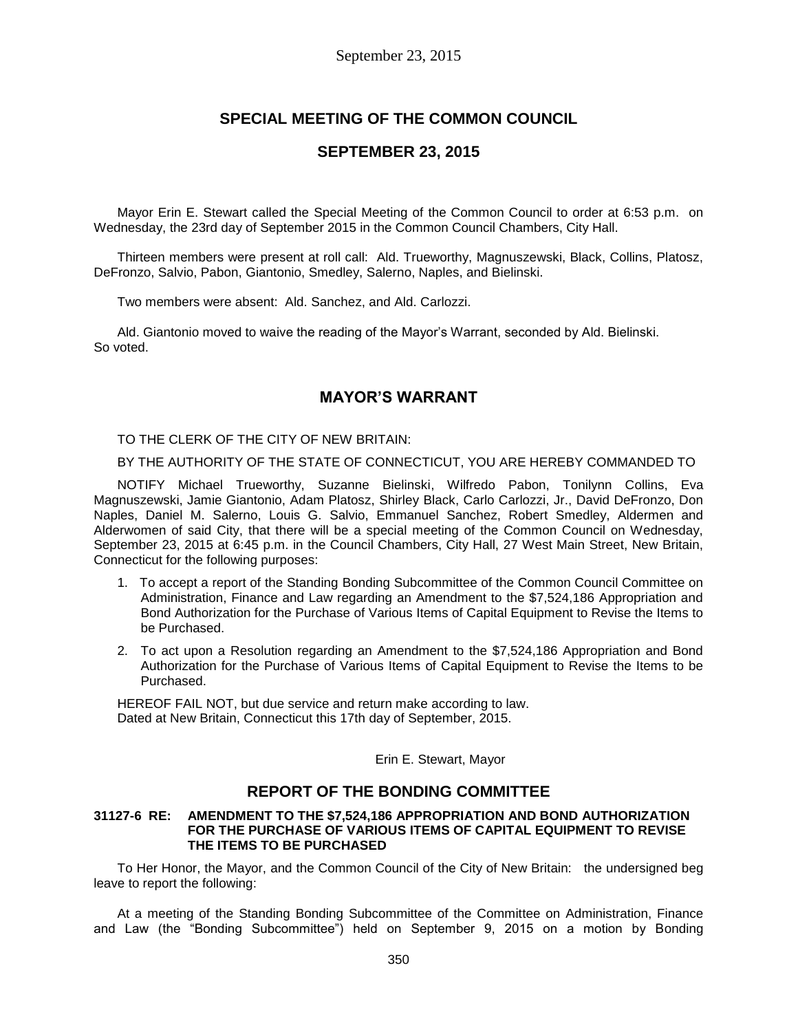# SPECIAL MEETING OF THE COMMON COUNCIL

## SEPTEMBER 23, 2015

Mayor Erin E. Stewart called the Special Meeting of the Common Council to order at 6:53 p.m. on Wednesday, the 23rd day of September 2015 in the Common Council Chambers, City Hall.

Thirteen members were present at roll call: Ald. Trueworthy, Magnuszewski, Black, Collins, Platosz, DeFronzo, Salvio, Pabon, Giantonio, Smedley, Salerno, Naples, and Bielinski.

Two members were absent: Ald. Sanchez, and Ald. Carlozzi.

Ald. Giantonio moved to waive the reading of the Mayor's Warrant, seconded by Ald. Bielinski. So voted.

## MAYOR'S WARRANT

TO THE CLERK OF THE CITY OF NEW BRITAIN:

BY THE AUTHORITY OF THE STATE OF CONNECTICUT, YOU ARE HEREBY COMMANDED TO

NOTIFY Michael Trueworthy, Suzanne Bielinski, Wilfredo Pabon, Tonilynn Collins, Eva Magnuszewski, Jamie Giantonio, Adam Platosz, Shirley Black, Carlo Carlozzi, Jr., David DeFronzo, Don Naples, Daniel M. Salerno, Louis G. Salvio, Emmanuel Sanchez, Robert Smedley, Aldermen and Alderwomen of said City, that there will be a special meeting of the Common Council on Wednesday, September 23, 2015 at 6:45 p.m. in the Council Chambers, City Hall, 27 West Main Street, New Britain, Connecticut for the following purposes:

1. To accept a report of the Standing Bonding Subcommittee of the Common Council Committee on Administration, Finance and Law regarding an Amendment to the $7,524,186 Appropriation and Bond Authorization for the Purchase of Various Items of Capital Equipment to Revise the Items to be Purchased.
2. To act upon a Resolution regarding an Amendment to the $7,524,186 Appropriation and Bond Authorization for the Purchase of Various Items of Capital Equipment to Revise the Items to be Purchased.

HEREOF FAIL NOT, but due service and return make according to law.
Dated at New Britain, Connecticut this 17th day of September, 2015.

Erin E. Stewart, Mayor

## REPORT OF THE BONDING COMMITTEE

**31127-6 RE: AMENDMENT TO THE $7,524,186 APPROPRIATION AND BOND AUTHORIZATION FOR THE PURCHASE OF VARIOUS ITEMS OF CAPITAL EQUIPMENT TO REVISE THE ITEMS TO BE PURCHASED**

To Her Honor, the Mayor, and the Common Council of the City of New Britain: the undersigned beg leave to report the following:

At a meeting of the Standing Bonding Subcommittee of the Committee on Administration, Finance and Law (the "Bonding Subcommittee") held on September 9, 2015 on a motion by Bonding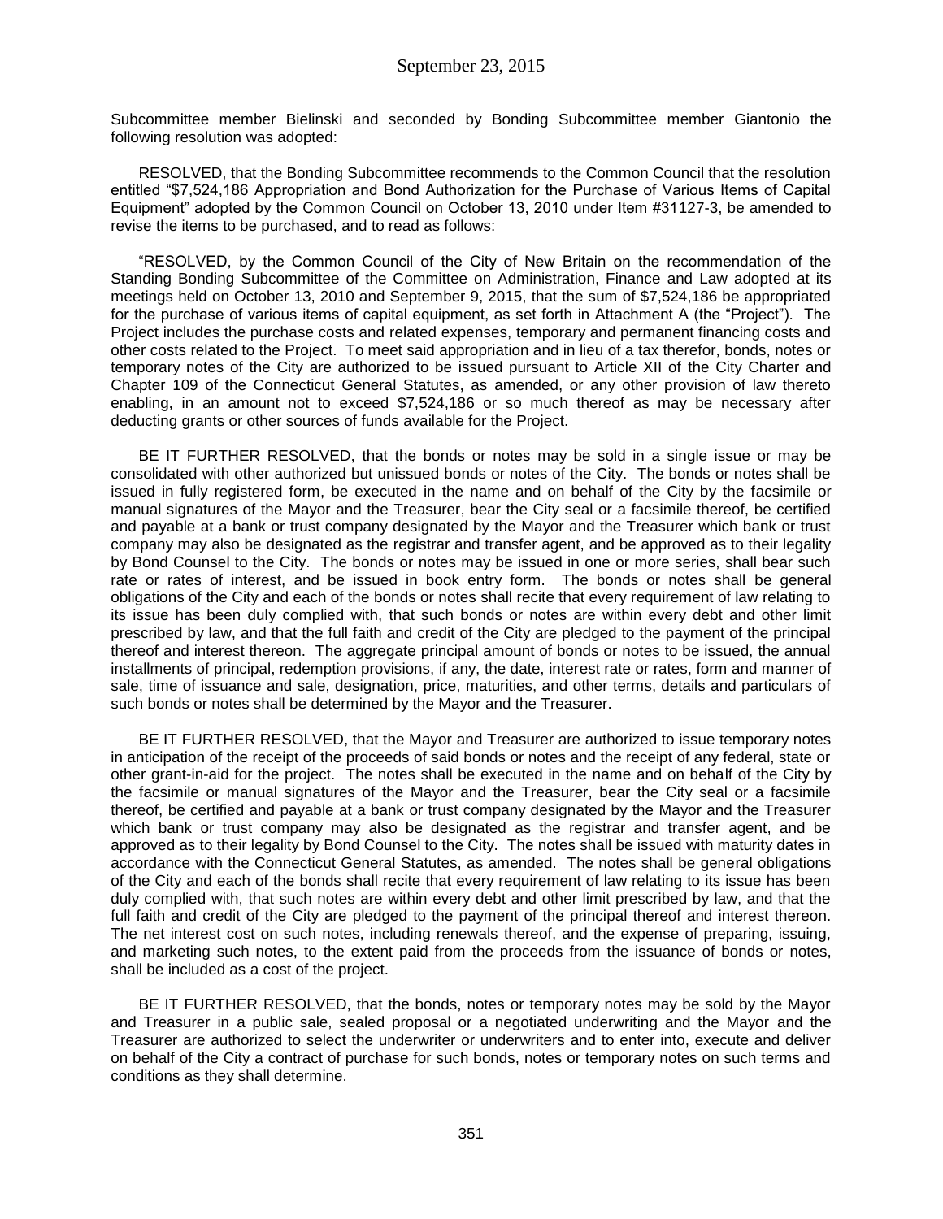Subcommittee member Bielinski and seconded by Bonding Subcommittee member Giantonio the following resolution was adopted:

RESOLVED, that the Bonding Subcommittee recommends to the Common Council that the resolution entitled "$7,524,186 Appropriation and Bond Authorization for the Purchase of Various Items of Capital Equipment" adopted by the Common Council on October 13, 2010 under Item #31127-3, be amended to revise the items to be purchased, and to read as follows:

"RESOLVED, by the Common Council of the City of New Britain on the recommendation of the Standing Bonding Subcommittee of the Committee on Administration, Finance and Law adopted at its meetings held on October 13, 2010 and September 9, 2015, that the sum of $7,524,186 be appropriated for the purchase of various items of capital equipment, as set forth in Attachment A (the "Project"). The Project includes the purchase costs and related expenses, temporary and permanent financing costs and other costs related to the Project. To meet said appropriation and in lieu of a tax therefor, bonds, notes or temporary notes of the City are authorized to be issued pursuant to Article XII of the City Charter and Chapter 109 of the Connecticut General Statutes, as amended, or any other provision of law thereto enabling, in an amount not to exceed $7,524,186 or so much thereof as may be necessary after deducting grants or other sources of funds available for the Project.

BE IT FURTHER RESOLVED, that the bonds or notes may be sold in a single issue or may be consolidated with other authorized but unissued bonds or notes of the City. The bonds or notes shall be issued in fully registered form, be executed in the name and on behalf of the City by the facsimile or manual signatures of the Mayor and the Treasurer, bear the City seal or a facsimile thereof, be certified and payable at a bank or trust company designated by the Mayor and the Treasurer which bank or trust company may also be designated as the registrar and transfer agent, and be approved as to their legality by Bond Counsel to the City. The bonds or notes may be issued in one or more series, shall bear such rate or rates of interest, and be issued in book entry form. The bonds or notes shall be general obligations of the City and each of the bonds or notes shall recite that every requirement of law relating to its issue has been duly complied with, that such bonds or notes are within every debt and other limit prescribed by law, and that the full faith and credit of the City are pledged to the payment of the principal thereof and interest thereon. The aggregate principal amount of bonds or notes to be issued, the annual installments of principal, redemption provisions, if any, the date, interest rate or rates, form and manner of sale, time of issuance and sale, designation, price, maturities, and other terms, details and particulars of such bonds or notes shall be determined by the Mayor and the Treasurer.

BE IT FURTHER RESOLVED, that the Mayor and Treasurer are authorized to issue temporary notes in anticipation of the receipt of the proceeds of said bonds or notes and the receipt of any federal, state or other grant-in-aid for the project. The notes shall be executed in the name and on behalf of the City by the facsimile or manual signatures of the Mayor and the Treasurer, bear the City seal or a facsimile thereof, be certified and payable at a bank or trust company designated by the Mayor and the Treasurer which bank or trust company may also be designated as the registrar and transfer agent, and be approved as to their legality by Bond Counsel to the City. The notes shall be issued with maturity dates in accordance with the Connecticut General Statutes, as amended. The notes shall be general obligations of the City and each of the bonds shall recite that every requirement of law relating to its issue has been duly complied with, that such notes are within every debt and other limit prescribed by law, and that the full faith and credit of the City are pledged to the payment of the principal thereof and interest thereon. The net interest cost on such notes, including renewals thereof, and the expense of preparing, issuing, and marketing such notes, to the extent paid from the proceeds from the issuance of bonds or notes, shall be included as a cost of the project.

BE IT FURTHER RESOLVED, that the bonds, notes or temporary notes may be sold by the Mayor and Treasurer in a public sale, sealed proposal or a negotiated underwriting and the Mayor and the Treasurer are authorized to select the underwriter or underwriters and to enter into, execute and deliver on behalf of the City a contract of purchase for such bonds, notes or temporary notes on such terms and conditions as they shall determine.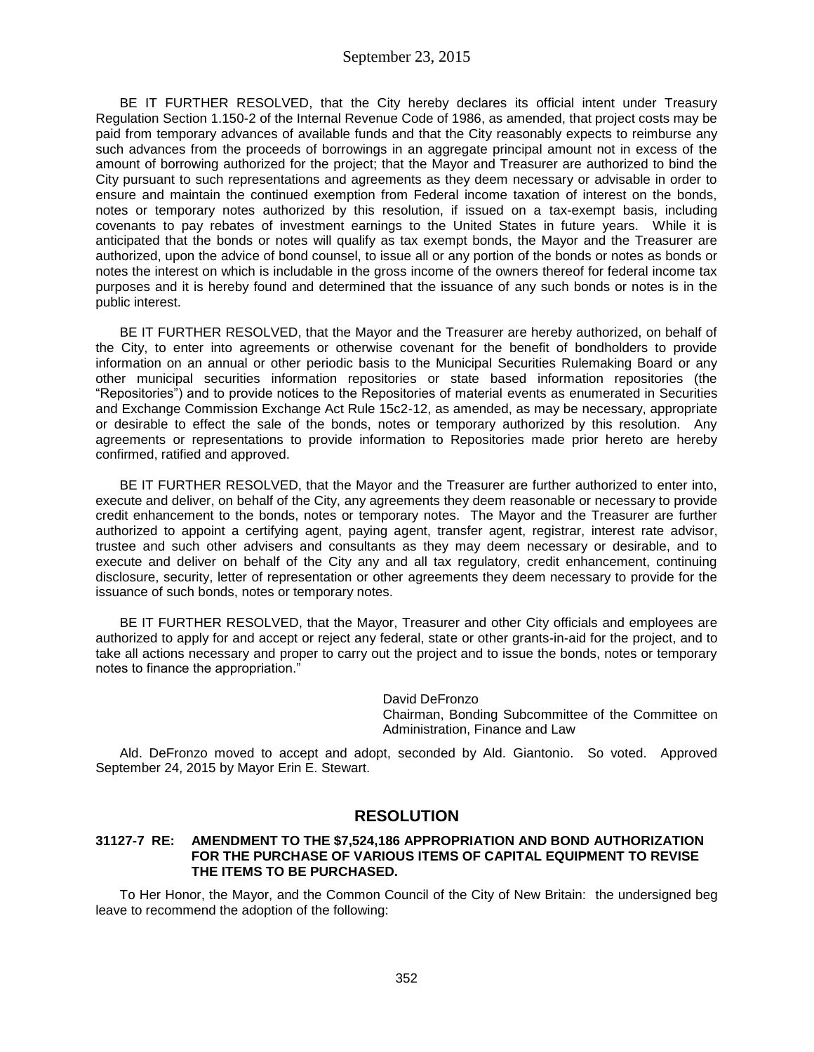BE IT FURTHER RESOLVED, that the City hereby declares its official intent under Treasury Regulation Section 1.150-2 of the Internal Revenue Code of 1986, as amended, that project costs may be paid from temporary advances of available funds and that the City reasonably expects to reimburse any such advances from the proceeds of borrowings in an aggregate principal amount not in excess of the amount of borrowing authorized for the project; that the Mayor and Treasurer are authorized to bind the City pursuant to such representations and agreements as they deem necessary or advisable in order to ensure and maintain the continued exemption from Federal income taxation of interest on the bonds, notes or temporary notes authorized by this resolution, if issued on a tax-exempt basis, including covenants to pay rebates of investment earnings to the United States in future years. While it is anticipated that the bonds or notes will qualify as tax exempt bonds, the Mayor and the Treasurer are authorized, upon the advice of bond counsel, to issue all or any portion of the bonds or notes as bonds or notes the interest on which is includable in the gross income of the owners thereof for federal income tax purposes and it is hereby found and determined that the issuance of any such bonds or notes is in the public interest.

BE IT FURTHER RESOLVED, that the Mayor and the Treasurer are hereby authorized, on behalf of the City, to enter into agreements or otherwise covenant for the benefit of bondholders to provide information on an annual or other periodic basis to the Municipal Securities Rulemaking Board or any other municipal securities information repositories or state based information repositories (the "Repositories") and to provide notices to the Repositories of material events as enumerated in Securities and Exchange Commission Exchange Act Rule 15c2-12, as amended, as may be necessary, appropriate or desirable to effect the sale of the bonds, notes or temporary authorized by this resolution. Any agreements or representations to provide information to Repositories made prior hereto are hereby confirmed, ratified and approved.

BE IT FURTHER RESOLVED, that the Mayor and the Treasurer are further authorized to enter into, execute and deliver, on behalf of the City, any agreements they deem reasonable or necessary to provide credit enhancement to the bonds, notes or temporary notes. The Mayor and the Treasurer are further authorized to appoint a certifying agent, paying agent, transfer agent, registrar, interest rate advisor, trustee and such other advisers and consultants as they may deem necessary or desirable, and to execute and deliver on behalf of the City any and all tax regulatory, credit enhancement, continuing disclosure, security, letter of representation or other agreements they deem necessary to provide for the issuance of such bonds, notes or temporary notes.

BE IT FURTHER RESOLVED, that the Mayor, Treasurer and other City officials and employees are authorized to apply for and accept or reject any federal, state or other grants-in-aid for the project, and to take all actions necessary and proper to carry out the project and to issue the bonds, notes or temporary notes to finance the appropriation."

David DeFronzo
Chairman, Bonding Subcommittee of the Committee on Administration, Finance and Law

Ald. DeFronzo moved to accept and adopt, seconded by Ald. Giantonio. So voted. Approved September 24, 2015 by Mayor Erin E. Stewart.

## RESOLUTION

**31127-7 RE: AMENDMENT TO THE $7,524,186 APPROPRIATION AND BOND AUTHORIZATION FOR THE PURCHASE OF VARIOUS ITEMS OF CAPITAL EQUIPMENT TO REVISE THE ITEMS TO BE PURCHASED.**

To Her Honor, the Mayor, and the Common Council of the City of New Britain: the undersigned beg leave to recommend the adoption of the following: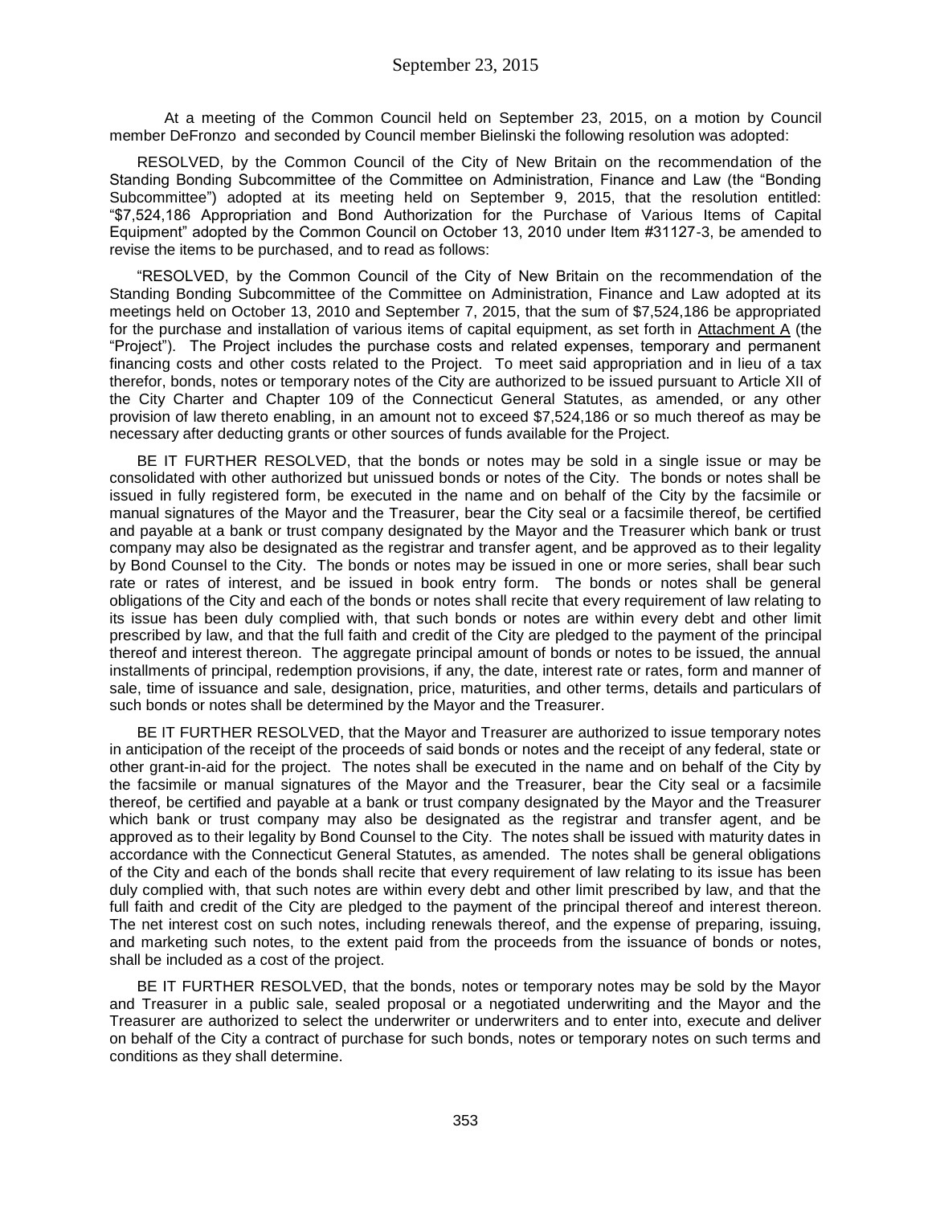At a meeting of the Common Council held on September 23, 2015, on a motion by Council member DeFronzo and seconded by Council member Bielinski the following resolution was adopted:

RESOLVED, by the Common Council of the City of New Britain on the recommendation of the Standing Bonding Subcommittee of the Committee on Administration, Finance and Law (the "Bonding Subcommittee") adopted at its meeting held on September 9, 2015, that the resolution entitled: "$7,524,186 Appropriation and Bond Authorization for the Purchase of Various Items of Capital Equipment" adopted by the Common Council on October 13, 2010 under Item #31127-3, be amended to revise the items to be purchased, and to read as follows:

"RESOLVED, by the Common Council of the City of New Britain on the recommendation of the Standing Bonding Subcommittee of the Committee on Administration, Finance and Law adopted at its meetings held on October 13, 2010 and September 7, 2015, that the sum of $7,524,186 be appropriated for the purchase and installation of various items of capital equipment, as set forth in Attachment A (the "Project"). The Project includes the purchase costs and related expenses, temporary and permanent financing costs and other costs related to the Project. To meet said appropriation and in lieu of a tax therefor, bonds, notes or temporary notes of the City are authorized to be issued pursuant to Article XII of the City Charter and Chapter 109 of the Connecticut General Statutes, as amended, or any other provision of law thereto enabling, in an amount not to exceed $7,524,186 or so much thereof as may be necessary after deducting grants or other sources of funds available for the Project.

BE IT FURTHER RESOLVED, that the bonds or notes may be sold in a single issue or may be consolidated with other authorized but unissued bonds or notes of the City. The bonds or notes shall be issued in fully registered form, be executed in the name and on behalf of the City by the facsimile or manual signatures of the Mayor and the Treasurer, bear the City seal or a facsimile thereof, be certified and payable at a bank or trust company designated by the Mayor and the Treasurer which bank or trust company may also be designated as the registrar and transfer agent, and be approved as to their legality by Bond Counsel to the City. The bonds or notes may be issued in one or more series, shall bear such rate or rates of interest, and be issued in book entry form. The bonds or notes shall be general obligations of the City and each of the bonds or notes shall recite that every requirement of law relating to its issue has been duly complied with, that such bonds or notes are within every debt and other limit prescribed by law, and that the full faith and credit of the City are pledged to the payment of the principal thereof and interest thereon. The aggregate principal amount of bonds or notes to be issued, the annual installments of principal, redemption provisions, if any, the date, interest rate or rates, form and manner of sale, time of issuance and sale, designation, price, maturities, and other terms, details and particulars of such bonds or notes shall be determined by the Mayor and the Treasurer.

BE IT FURTHER RESOLVED, that the Mayor and Treasurer are authorized to issue temporary notes in anticipation of the receipt of the proceeds of said bonds or notes and the receipt of any federal, state or other grant-in-aid for the project. The notes shall be executed in the name and on behalf of the City by the facsimile or manual signatures of the Mayor and the Treasurer, bear the City seal or a facsimile thereof, be certified and payable at a bank or trust company designated by the Mayor and the Treasurer which bank or trust company may also be designated as the registrar and transfer agent, and be approved as to their legality by Bond Counsel to the City. The notes shall be issued with maturity dates in accordance with the Connecticut General Statutes, as amended. The notes shall be general obligations of the City and each of the bonds shall recite that every requirement of law relating to its issue has been duly complied with, that such notes are within every debt and other limit prescribed by law, and that the full faith and credit of the City are pledged to the payment of the principal thereof and interest thereon. The net interest cost on such notes, including renewals thereof, and the expense of preparing, issuing, and marketing such notes, to the extent paid from the proceeds from the issuance of bonds or notes, shall be included as a cost of the project.

BE IT FURTHER RESOLVED, that the bonds, notes or temporary notes may be sold by the Mayor and Treasurer in a public sale, sealed proposal or a negotiated underwriting and the Mayor and the Treasurer are authorized to select the underwriter or underwriters and to enter into, execute and deliver on behalf of the City a contract of purchase for such bonds, notes or temporary notes on such terms and conditions as they shall determine.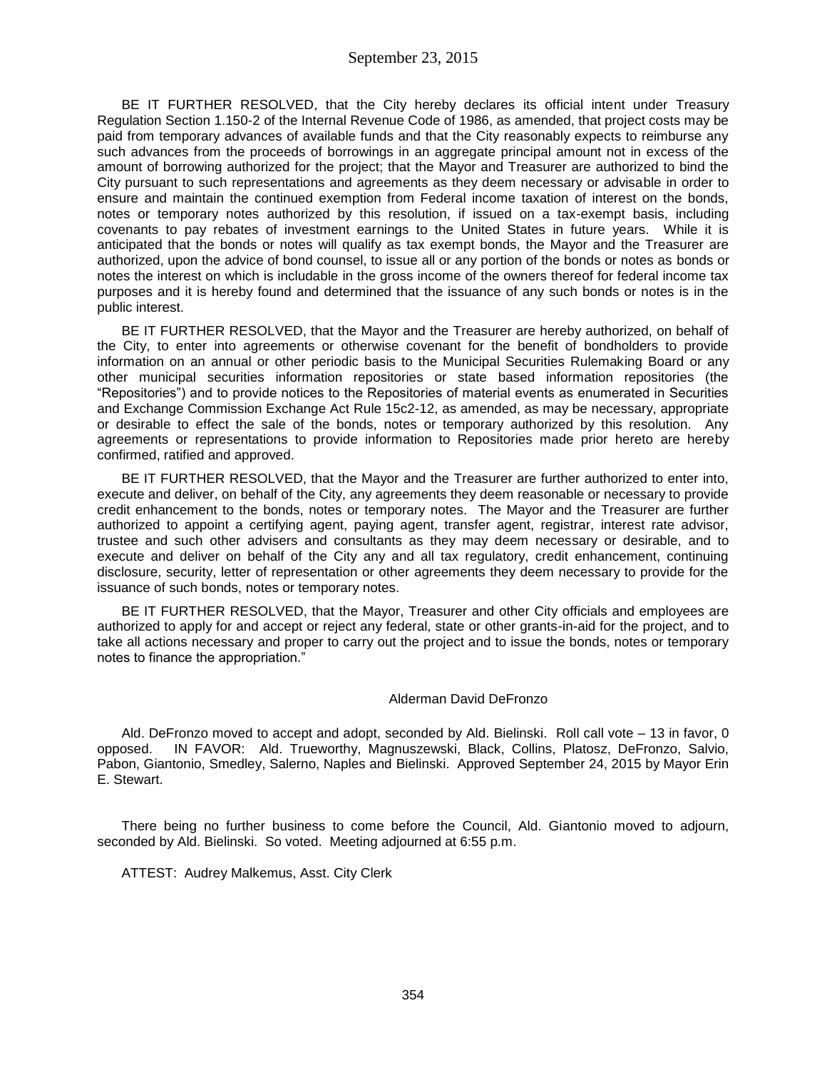BE IT FURTHER RESOLVED, that the City hereby declares its official intent under Treasury Regulation Section 1.150-2 of the Internal Revenue Code of 1986, as amended, that project costs may be paid from temporary advances of available funds and that the City reasonably expects to reimburse any such advances from the proceeds of borrowings in an aggregate principal amount not in excess of the amount of borrowing authorized for the project; that the Mayor and Treasurer are authorized to bind the City pursuant to such representations and agreements as they deem necessary or advisable in order to ensure and maintain the continued exemption from Federal income taxation of interest on the bonds, notes or temporary notes authorized by this resolution, if issued on a tax-exempt basis, including covenants to pay rebates of investment earnings to the United States in future years. While it is anticipated that the bonds or notes will qualify as tax exempt bonds, the Mayor and the Treasurer are authorized, upon the advice of bond counsel, to issue all or any portion of the bonds or notes as bonds or notes the interest on which is includable in the gross income of the owners thereof for federal income tax purposes and it is hereby found and determined that the issuance of any such bonds or notes is in the public interest.

BE IT FURTHER RESOLVED, that the Mayor and the Treasurer are hereby authorized, on behalf of the City, to enter into agreements or otherwise covenant for the benefit of bondholders to provide information on an annual or other periodic basis to the Municipal Securities Rulemaking Board or any other municipal securities information repositories or state based information repositories (the "Repositories") and to provide notices to the Repositories of material events as enumerated in Securities and Exchange Commission Exchange Act Rule 15c2-12, as amended, as may be necessary, appropriate or desirable to effect the sale of the bonds, notes or temporary authorized by this resolution. Any agreements or representations to provide information to Repositories made prior hereto are hereby confirmed, ratified and approved.

BE IT FURTHER RESOLVED, that the Mayor and the Treasurer are further authorized to enter into, execute and deliver, on behalf of the City, any agreements they deem reasonable or necessary to provide credit enhancement to the bonds, notes or temporary notes. The Mayor and the Treasurer are further authorized to appoint a certifying agent, paying agent, transfer agent, registrar, interest rate advisor, trustee and such other advisers and consultants as they may deem necessary or desirable, and to execute and deliver on behalf of the City any and all tax regulatory, credit enhancement, continuing disclosure, security, letter of representation or other agreements they deem necessary to provide for the issuance of such bonds, notes or temporary notes.

BE IT FURTHER RESOLVED, that the Mayor, Treasurer and other City officials and employees are authorized to apply for and accept or reject any federal, state or other grants-in-aid for the project, and to take all actions necessary and proper to carry out the project and to issue the bonds, notes or temporary notes to finance the appropriation."

Alderman David DeFronzo

Ald. DeFronzo moved to accept and adopt, seconded by Ald. Bielinski. Roll call vote – 13 in favor, 0 opposed. IN FAVOR: Ald. Trueworthy, Magnuszewski, Black, Collins, Platosz, DeFronzo, Salvio, Pabon, Giantonio, Smedley, Salerno, Naples and Bielinski. Approved September 24, 2015 by Mayor Erin E. Stewart.

There being no further business to come before the Council, Ald. Giantonio moved to adjourn, seconded by Ald. Bielinski. So voted. Meeting adjourned at 6:55 p.m.

ATTEST: Audrey Malkemus, Asst. City Clerk